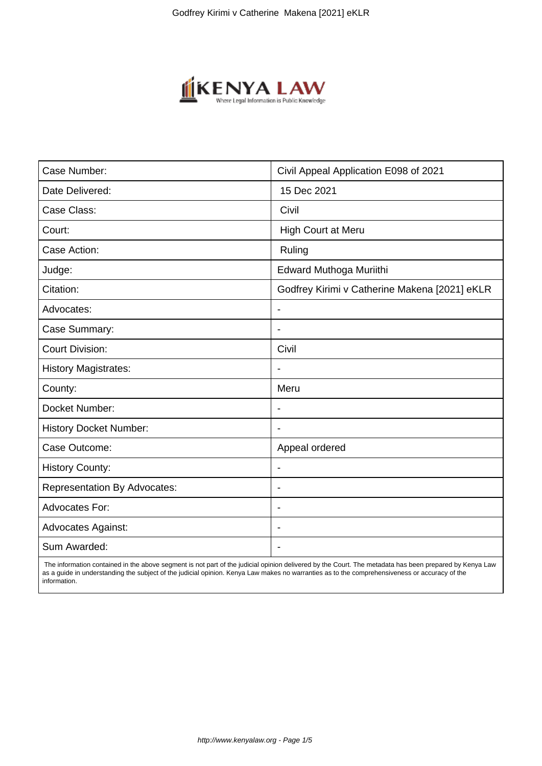| Case Number: | Civil Appeal Application E098 of 2021 |
| --- | --- |
| Date Delivered: | 15 Dec 2021 |
| Case Class: | Civil |
| Court: | High Court at Meru |
| Case Action: | Ruling |
| Judge: | Edward Muthoga Muriithi |
| Citation: | Godfrey Kirimi v Catherine Makena [2021] eKLR |
| Advocates: | - |
| Case Summary: | - |
| Court Division: | Civil |
| History Magistrates: | - |
| County: | Meru |
| Docket Number: | - |
| History Docket Number: | - |
| Case Outcome: | Appeal ordered |
| History County: | - |
| Representation By Advocates: | - |
| Advocates For: | - |
| Advocates Against: | - |
| Sum Awarded: | - |

The information contained in the above segment is not part of the judicial opinion delivered by the Court. The metadata has been prepared by Kenya Law as a guide in understanding the subject of the judicial opinion. Kenya Law makes no warranties as to the comprehensiveness or accuracy of the information.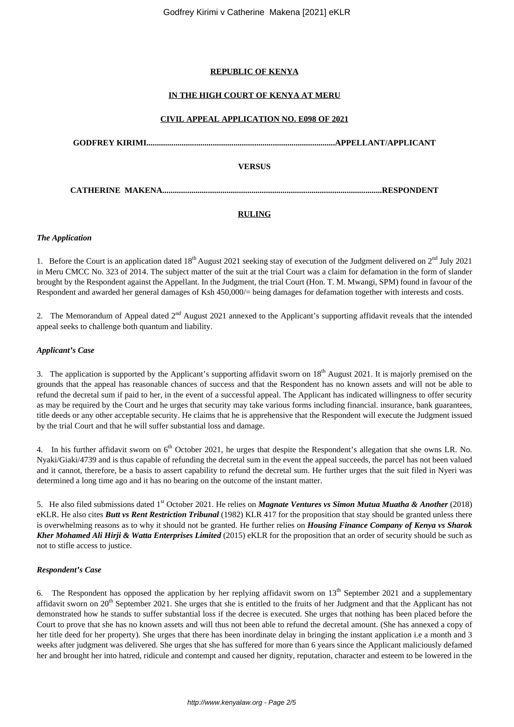**REPUBLIC OF KENYA**

**IN THE HIGH COURT OF KENYA AT MERU**

**CIVIL APPEAL APPLICATION NO. E098 OF 2021**

**GODFREY KIRIMI..........................................................................................APPELLANT/APPLICANT**

**VERSUS**

**CATHERINE MAKENA.........................................................................................................RESPONDENT**

**RULING**

***The Application***

1. Before the Court is an application dated 18th August 2021 seeking stay of execution of the Judgment delivered on 2nd July 2021 in Meru CMCC No. 323 of 2014. The subject matter of the suit at the trial Court was a claim for defamation in the form of slander brought by the Respondent against the Appellant. In the Judgment, the trial Court (Hon. T. M. Mwangi, SPM) found in favour of the Respondent and awarded her general damages of Ksh 450,000/= being damages for defamation together with interests and costs.

2. The Memorandum of Appeal dated 2nd August 2021 annexed to the Applicant's supporting affidavit reveals that the intended appeal seeks to challenge both quantum and liability.

***Applicant's Case***

3. The application is supported by the Applicant's supporting affidavit sworn on 18th August 2021. It is majorly premised on the grounds that the appeal has reasonable chances of success and that the Respondent has no known assets and will not be able to refund the decretal sum if paid to her, in the event of a successful appeal. The Applicant has indicated willingness to offer security as may be required by the Court and he urges that security may take various forms including financial. insurance, bank guarantees, title deeds or any other acceptable security. He claims that he is apprehensive that the Respondent will execute the Judgment issued by the trial Court and that he will suffer substantial loss and damage.

4. In his further affidavit sworn on 6th October 2021, he urges that despite the Respondent's allegation that she owns LR. No. Nyaki/Giaki/4739 and is thus capable of refunding the decretal sum in the event the appeal succeeds, the parcel has not been valued and it cannot, therefore, be a basis to assert capability to refund the decretal sum. He further urges that the suit filed in Nyeri was determined a long time ago and it has no bearing on the outcome of the instant matter.

5. He also filed submissions dated 1st October 2021. He relies on ***Magnate Ventures vs Simon Mutua Muatha & Another*** (2018) eKLR. He also cites ***Butt vs Rent Restriction Tribunal*** (1982) KLR 417 for the proposition that stay should be granted unless there is overwhelming reasons as to why it should not be granted. He further relies on ***Housing Finance Company of Kenya vs Sharok Kher Mohamed Ali Hirji & Watta Enterprises Limited*** (2015) eKLR for the proposition that an order of security should be such as not to stifle access to justice.

***Respondent's Case***

6. The Respondent has opposed the application by her replying affidavit sworn on 13th September 2021 and a supplementary affidavit sworn on 20th September 2021. She urges that she is entitled to the fruits of her Judgment and that the Applicant has not demonstrated how he stands to suffer substantial loss if the decree is executed. She urges that nothing has been placed before the Court to prove that she has no known assets and will thus not been able to refund the decretal amount. (She has annexed a copy of her title deed for her property). She urges that there has been inordinate delay in bringing the instant application i.e a month and 3 weeks after judgment was delivered. She urges that she has suffered for more than 6 years since the Applicant maliciously defamed her and brought her into hatred, ridicule and contempt and caused her dignity, reputation, character and esteem to be lowered in the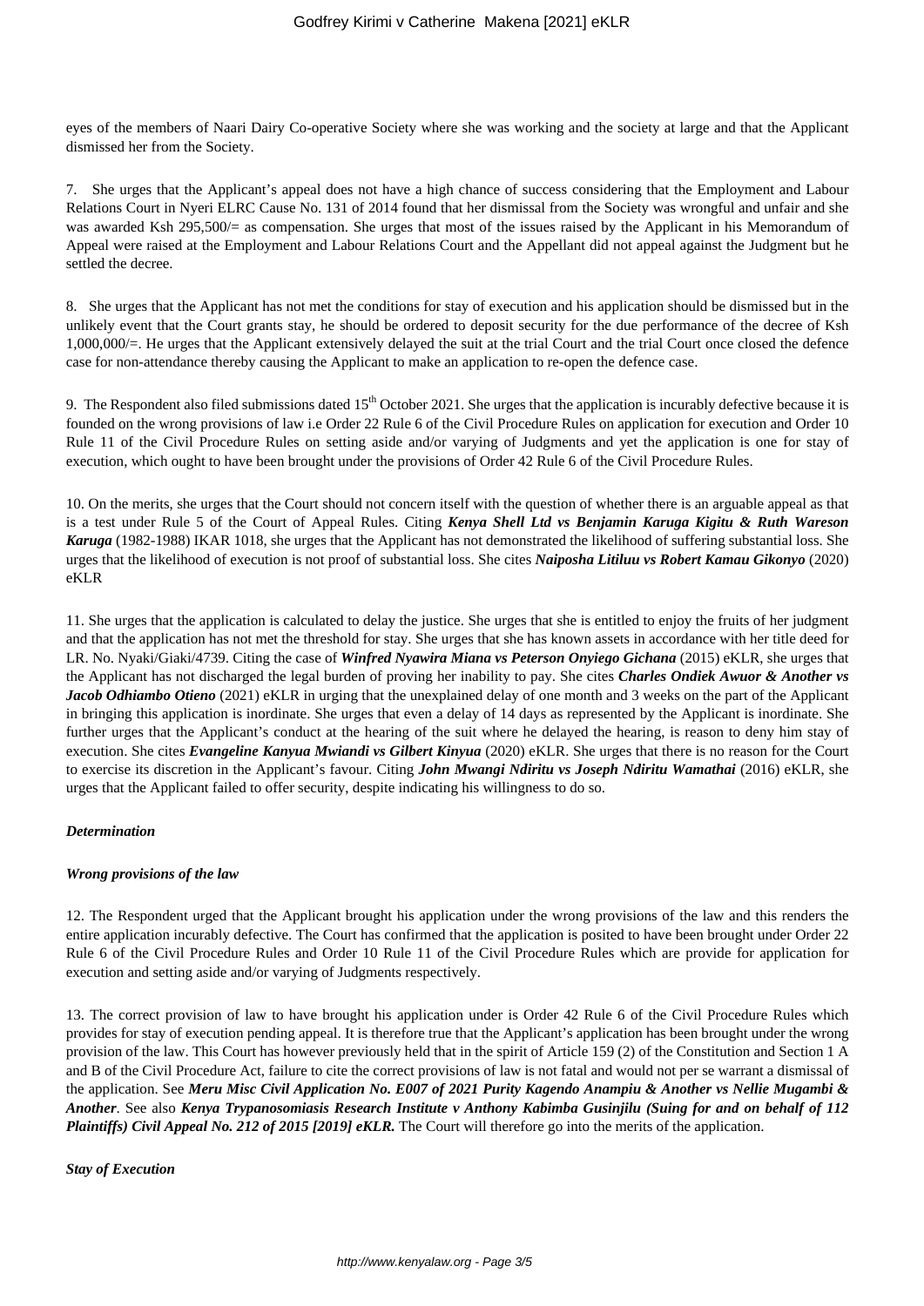eyes of the members of Naari Dairy Co-operative Society where she was working and the society at large and that the Applicant dismissed her from the Society.

7. She urges that the Applicant's appeal does not have a high chance of success considering that the Employment and Labour Relations Court in Nyeri ELRC Cause No. 131 of 2014 found that her dismissal from the Society was wrongful and unfair and she was awarded Ksh 295,500/= as compensation. She urges that most of the issues raised by the Applicant in his Memorandum of Appeal were raised at the Employment and Labour Relations Court and the Appellant did not appeal against the Judgment but he settled the decree.

8. She urges that the Applicant has not met the conditions for stay of execution and his application should be dismissed but in the unlikely event that the Court grants stay, he should be ordered to deposit security for the due performance of the decree of Ksh 1,000,000/=. He urges that the Applicant extensively delayed the suit at the trial Court and the trial Court once closed the defence case for non-attendance thereby causing the Applicant to make an application to re-open the defence case.

9. The Respondent also filed submissions dated 15th October 2021. She urges that the application is incurably defective because it is founded on the wrong provisions of law i.e Order 22 Rule 6 of the Civil Procedure Rules on application for execution and Order 10 Rule 11 of the Civil Procedure Rules on setting aside and/or varying of Judgments and yet the application is one for stay of execution, which ought to have been brought under the provisions of Order 42 Rule 6 of the Civil Procedure Rules.

10. On the merits, she urges that the Court should not concern itself with the question of whether there is an arguable appeal as that is a test under Rule 5 of the Court of Appeal Rules. Citing ***Kenya Shell Ltd vs Benjamin Karuga Kigitu & Ruth Wareson Karuga*** (1982-1988) IKAR 1018, she urges that the Applicant has not demonstrated the likelihood of suffering substantial loss. She urges that the likelihood of execution is not proof of substantial loss. She cites ***Naiposha Litiluu vs Robert Kamau Gikonyo*** (2020) eKLR

11. She urges that the application is calculated to delay the justice. She urges that she is entitled to enjoy the fruits of her judgment and that the application has not met the threshold for stay. She urges that she has known assets in accordance with her title deed for LR. No. Nyaki/Giaki/4739. Citing the case of ***Winfred Nyawira Miana vs Peterson Onyiego Gichana*** (2015) eKLR, she urges that the Applicant has not discharged the legal burden of proving her inability to pay. She cites ***Charles Ondiek Awuor & Another vs Jacob Odhiambo Otieno*** (2021) eKLR in urging that the unexplained delay of one month and 3 weeks on the part of the Applicant in bringing this application is inordinate. She urges that even a delay of 14 days as represented by the Applicant is inordinate. She further urges that the Applicant's conduct at the hearing of the suit where he delayed the hearing, is reason to deny him stay of execution. She cites ***Evangeline Kanyua Mwiandi vs Gilbert Kinyua*** (2020) eKLR. She urges that there is no reason for the Court to exercise its discretion in the Applicant's favour. Citing ***John Mwangi Ndiritu vs Joseph Ndiritu Wamathai*** (2016) eKLR, she urges that the Applicant failed to offer security, despite indicating his willingness to do so.

***Determination***

***Wrong provisions of the law***

12. The Respondent urged that the Applicant brought his application under the wrong provisions of the law and this renders the entire application incurably defective. The Court has confirmed that the application is posited to have been brought under Order 22 Rule 6 of the Civil Procedure Rules and Order 10 Rule 11 of the Civil Procedure Rules which are provide for application for execution and setting aside and/or varying of Judgments respectively.

13. The correct provision of law to have brought his application under is Order 42 Rule 6 of the Civil Procedure Rules which provides for stay of execution pending appeal. It is therefore true that the Applicant's application has been brought under the wrong provision of the law. This Court has however previously held that in the spirit of Article 159 (2) of the Constitution and Section 1 A and B of the Civil Procedure Act, failure to cite the correct provisions of law is not fatal and would not per se warrant a dismissal of the application. See ***Meru Misc Civil Application No. E007 of 2021 Purity Kagendo Anampiu & Another vs Nellie Mugambi & Another***. See also ***Kenya Trypanosomiasis Research Institute v Anthony Kabimba Gusinjilu (Suing for and on behalf of 112 Plaintiffs) Civil Appeal No. 212 of 2015 [2019] eKLR.*** The Court will therefore go into the merits of the application.

***Stay of Execution***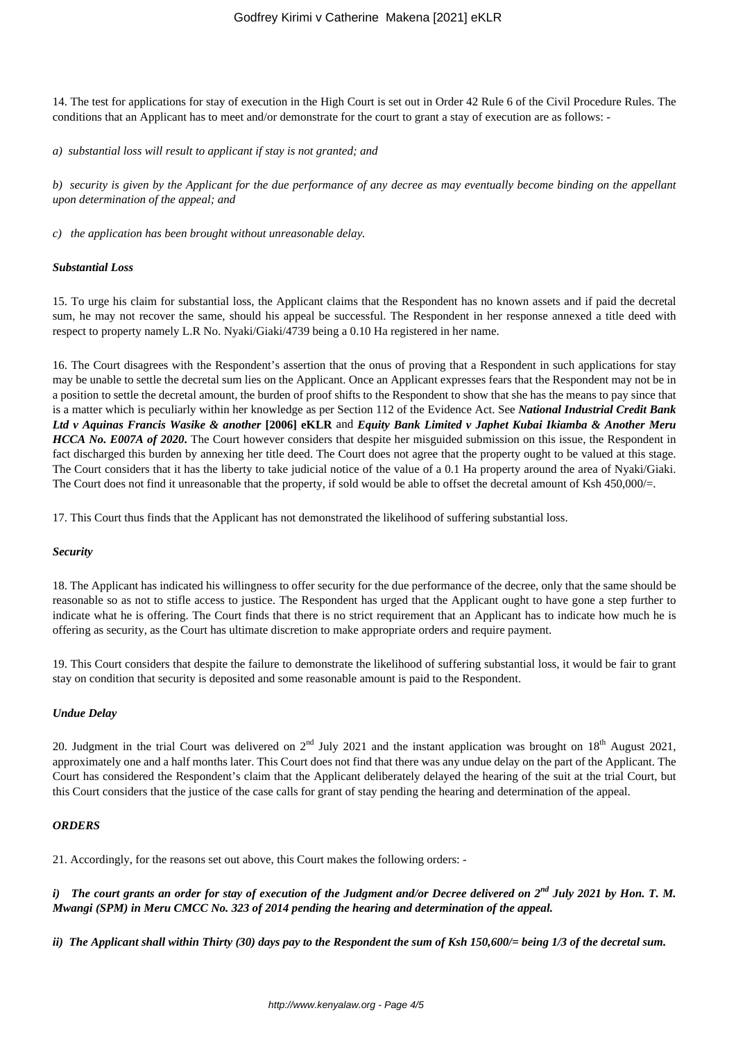14. The test for applications for stay of execution in the High Court is set out in Order 42 Rule 6 of the Civil Procedure Rules. The conditions that an Applicant has to meet and/or demonstrate for the court to grant a stay of execution are as follows: -

*a) substantial loss will result to applicant if stay is not granted; and*

*b) security is given by the Applicant for the due performance of any decree as may eventually become binding on the appellant upon determination of the appeal; and*

*c) the application has been brought without unreasonable delay.*

***Substantial Loss***

15. To urge his claim for substantial loss, the Applicant claims that the Respondent has no known assets and if paid the decretal sum, he may not recover the same, should his appeal be successful. The Respondent in her response annexed a title deed with respect to property namely L.R No. Nyaki/Giaki/4739 being a 0.10 Ha registered in her name.

16. The Court disagrees with the Respondent's assertion that the onus of proving that a Respondent in such applications for stay may be unable to settle the decretal sum lies on the Applicant. Once an Applicant expresses fears that the Respondent may not be in a position to settle the decretal amount, the burden of proof shifts to the Respondent to show that she has the means to pay since that is a matter which is peculiarly within her knowledge as per Section 112 of the Evidence Act. See ***National Industrial Credit Bank Ltd v Aquinas Francis Wasike & another*** **[2006] eKLR** and ***Equity Bank Limited v Japhet Kubai Ikiamba & Another Meru HCCA No. E007A of 2020***. The Court however considers that despite her misguided submission on this issue, the Respondent in fact discharged this burden by annexing her title deed. The Court does not agree that the property ought to be valued at this stage. The Court considers that it has the liberty to take judicial notice of the value of a 0.1 Ha property around the area of Nyaki/Giaki. The Court does not find it unreasonable that the property, if sold would be able to offset the decretal amount of Ksh 450,000/=.

17. This Court thus finds that the Applicant has not demonstrated the likelihood of suffering substantial loss.

***Security***

18. The Applicant has indicated his willingness to offer security for the due performance of the decree, only that the same should be reasonable so as not to stifle access to justice. The Respondent has urged that the Applicant ought to have gone a step further to indicate what he is offering. The Court finds that there is no strict requirement that an Applicant has to indicate how much he is offering as security, as the Court has ultimate discretion to make appropriate orders and require payment.

19. This Court considers that despite the failure to demonstrate the likelihood of suffering substantial loss, it would be fair to grant stay on condition that security is deposited and some reasonable amount is paid to the Respondent.

***Undue Delay***

20. Judgment in the trial Court was delivered on 2nd July 2021 and the instant application was brought on 18th August 2021, approximately one and a half months later. This Court does not find that there was any undue delay on the part of the Applicant. The Court has considered the Respondent's claim that the Applicant deliberately delayed the hearing of the suit at the trial Court, but this Court considers that the justice of the case calls for grant of stay pending the hearing and determination of the appeal.

***ORDERS***

21. Accordingly, for the reasons set out above, this Court makes the following orders: -

***i) The court grants an order for stay of execution of the Judgment and/or Decree delivered on 2nd July 2021 by Hon. T. M. Mwangi (SPM) in Meru CMCC No. 323 of 2014 pending the hearing and determination of the appeal.***

***ii) The Applicant shall within Thirty (30) days pay to the Respondent the sum of Ksh 150,600/= being 1/3 of the decretal sum.***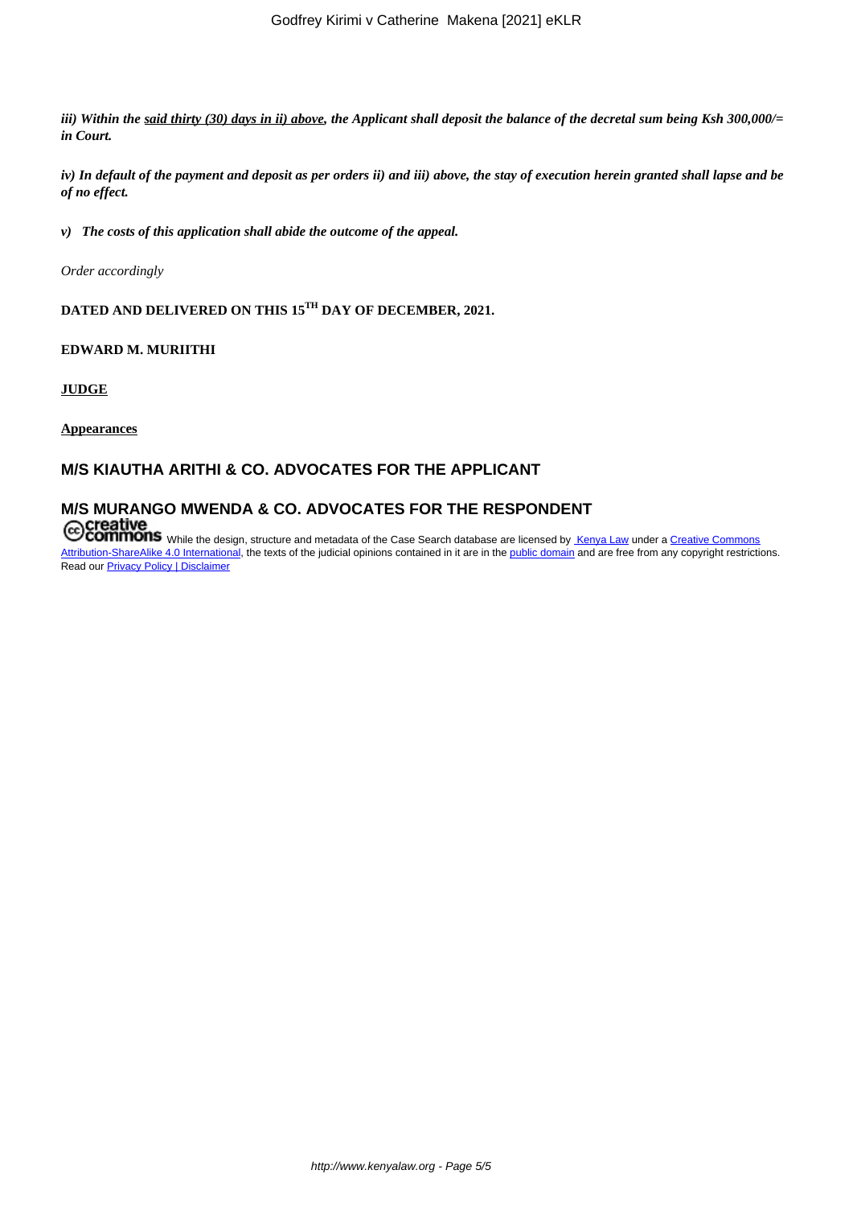***iii) Within the <u>said thirty (30) days in ii) above</u>, the Applicant shall deposit the balance of the decretal sum being Ksh 300,000/= in Court.***

***iv) In default of the payment and deposit as per orders ii) and iii) above, the stay of execution herein granted shall lapse and be of no effect.***

***v) The costs of this application shall abide the outcome of the appeal.***

*Order accordingly*

**DATED AND DELIVERED ON THIS 15TH DAY OF DECEMBER, 2021.**

**EDWARD M. MURIITHI**

**<u>JUDGE</u>**

**<u>Appearances</u>**

**M/S KIAUTHA ARITHI & CO. ADVOCATES FOR THE APPLICANT**

**M/S MURANGO MWENDA & CO. ADVOCATES FOR THE RESPONDENT**

creative commons While the design, structure and metadata of the Case Search database are licensed by Kenya Law under a Creative Commons Attribution-ShareAlike 4.0 International, the texts of the judicial opinions contained in it are in the public domain and are free from any copyright restrictions. Read our Privacy Policy | Disclaimer